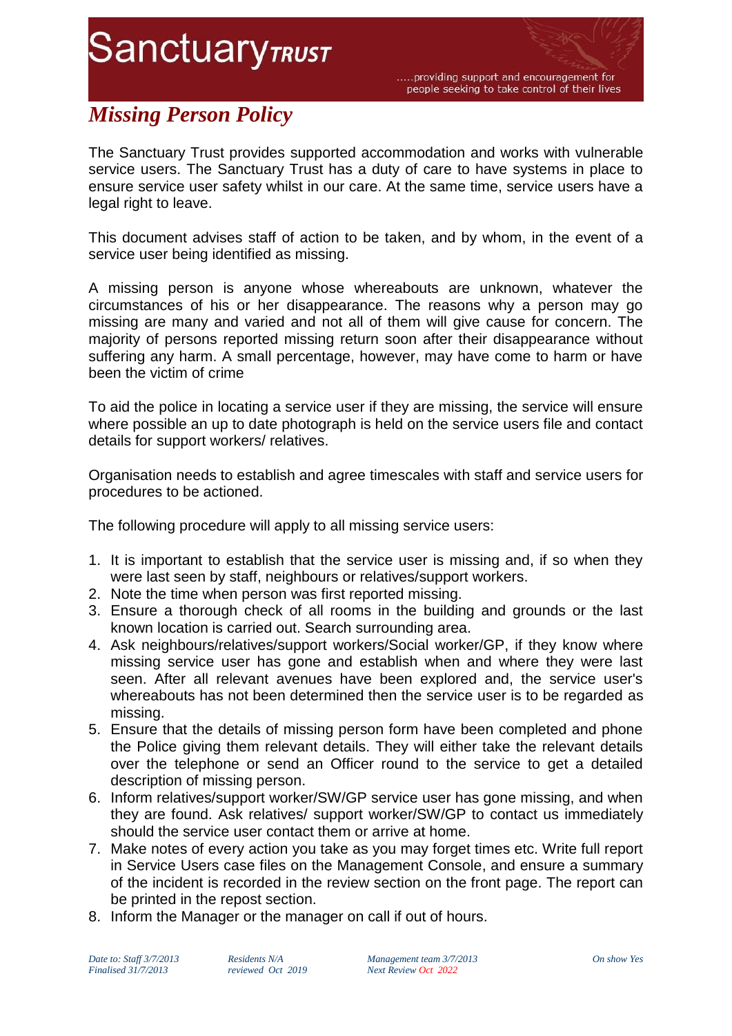# Sanctuary TRUST

.....providing support and encouragement for people seeking to take control of their lives

## *Missing Person Policy*

The Sanctuary Trust provides supported accommodation and works with vulnerable service users. The Sanctuary Trust has a duty of care to have systems in place to ensure service user safety whilst in our care. At the same time, service users have a legal right to leave.

This document advises staff of action to be taken, and by whom, in the event of a service user being identified as missing.

A missing person is anyone whose whereabouts are unknown, whatever the circumstances of his or her disappearance. The reasons why a person may go missing are many and varied and not all of them will give cause for concern. The majority of persons reported missing return soon after their disappearance without suffering any harm. A small percentage, however, may have come to harm or have been the victim of crime

To aid the police in locating a service user if they are missing, the service will ensure where possible an up to date photograph is held on the service users file and contact details for support workers/ relatives.

Organisation needs to establish and agree timescales with staff and service users for procedures to be actioned.

The following procedure will apply to all missing service users:

1. It is important to establish that the service user is missing and, if so when they were last seen by staff, neighbours or relatives/support workers.
2. Note the time when person was first reported missing.
3. Ensure a thorough check of all rooms in the building and grounds or the last known location is carried out. Search surrounding area.
4. Ask neighbours/relatives/support workers/Social worker/GP, if they know where missing service user has gone and establish when and where they were last seen. After all relevant avenues have been explored and, the service user's whereabouts has not been determined then the service user is to be regarded as missing.
5. Ensure that the details of missing person form have been completed and phone the Police giving them relevant details. They will either take the relevant details over the telephone or send an Officer round to the service to get a detailed description of missing person.
6. Inform relatives/support worker/SW/GP service user has gone missing, and when they are found. Ask relatives/ support worker/SW/GP to contact us immediately should the service user contact them or arrive at home.
7. Make notes of every action you take as you may forget times etc. Write full report in Service Users case files on the Management Console, and ensure a summary of the incident is recorded in the review section on the front page. The report can be printed in the repost section.
8. Inform the Manager or the manager on call if out of hours.

*Date to: Staff 3/7/2013* *Residents N/A* *Management team 3/7/2013* *On show Yes*
*Finalised 31/7/2013* *reviewed Oct 2019* *Next Review Oct 2022*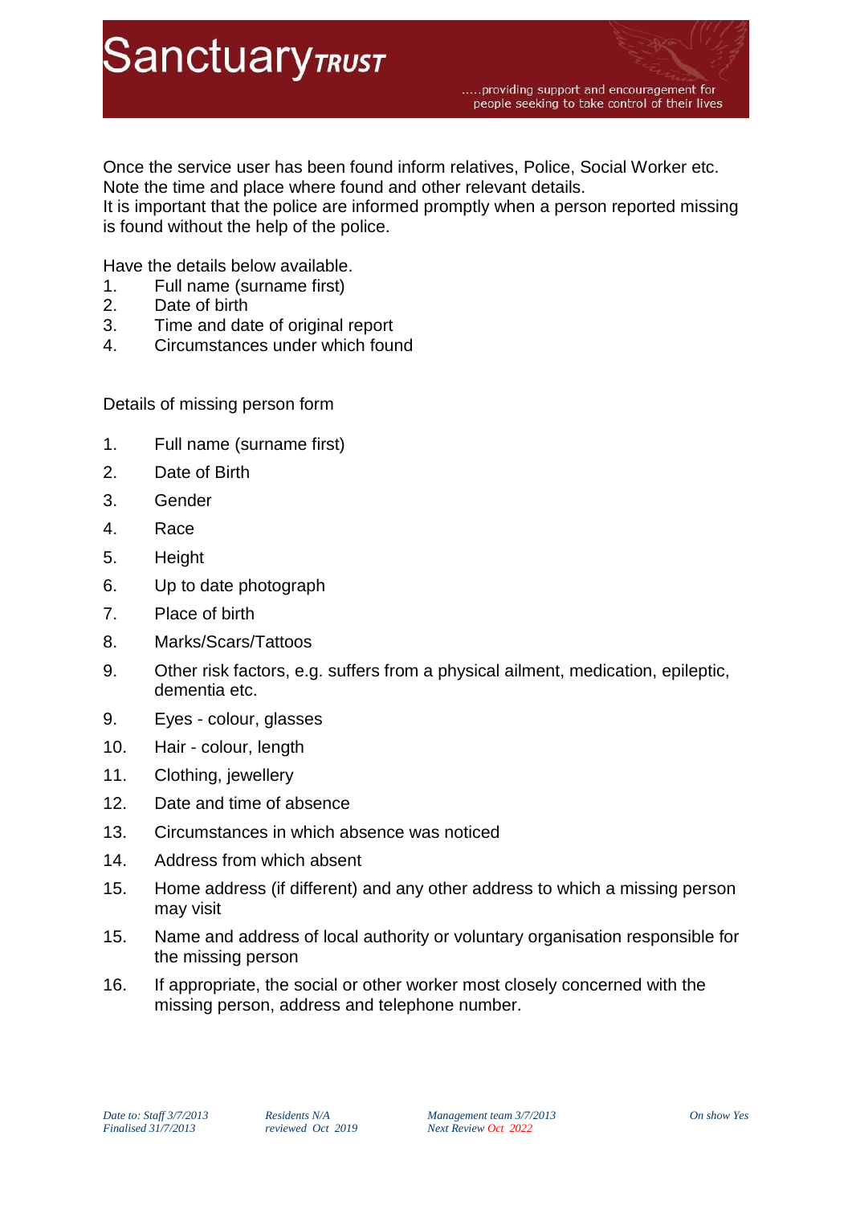Once the service user has been found inform relatives, Police, Social Worker etc. Note the time and place where found and other relevant details.
It is important that the police are informed promptly when a person reported missing is found without the help of the police.

Have the details below available.

1. Full name (surname first)
2. Date of birth
3. Time and date of original report
4. Circumstances under which found

Details of missing person form

1. Full name (surname first)
2. Date of Birth
3. Gender
4. Race
5. Height
6. Up to date photograph
7. Place of birth
8. Marks/Scars/Tattoos
9. Other risk factors, e.g. suffers from a physical ailment, medication, epileptic, dementia etc.
9. Eyes - colour, glasses
10. Hair - colour, length
11. Clothing, jewellery
12. Date and time of absence
13. Circumstances in which absence was noticed
14. Address from which absent
15. Home address (if different) and any other address to which a missing person may visit
15. Name and address of local authority or voluntary organisation responsible for the missing person
16. If appropriate, the social or other worker most closely concerned with the missing person, address and telephone number.